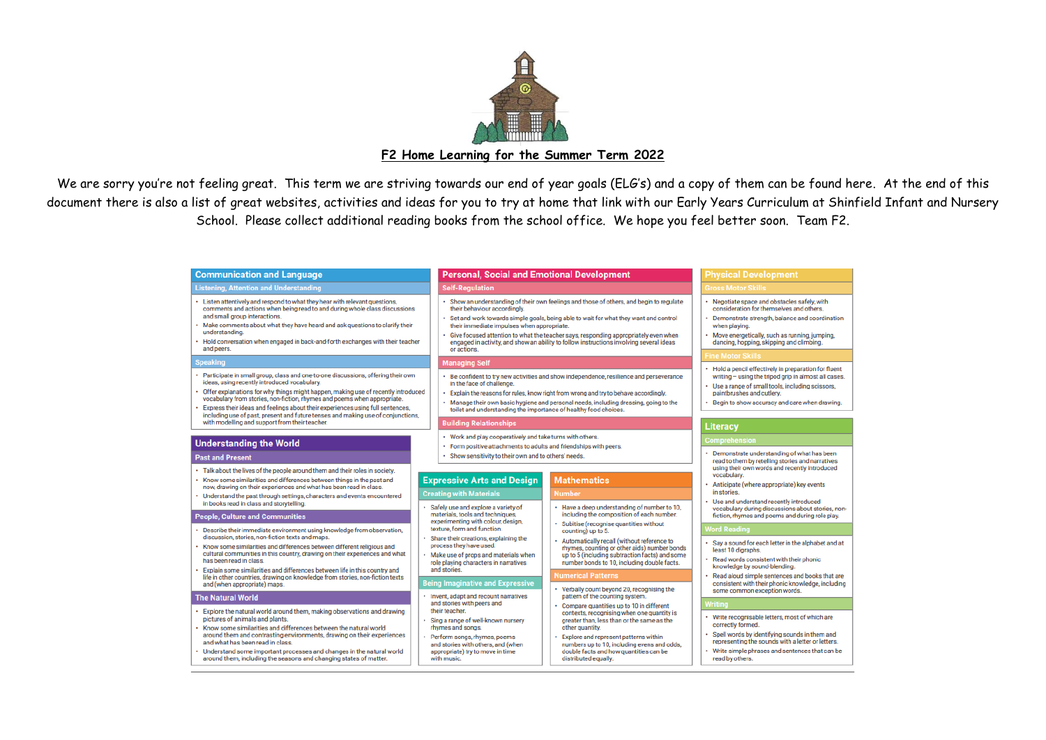# F2 Home Learning for the Summer Term 2022

We are sorry you're not feeling great. This term we are striving towards our end of year goals (ELG's) and a copy of them can be found here. At the end of this document there is also a list of great websites, activities and ideas for you to try at home that link with our Early Years Curriculum at Shinfield Infant and Nursery School. Please collect additional reading books from the school office. We hope you feel better soon. Team F2.

## Communication and Language

### Listening, Attention and Understanding

- Listen attentively and respond to what they hear with relevant questions, comments and actions when being read to and during whole class discussions and small group interactions.
- Make comments about what they have heard and ask questions to clarify their understanding.
- Hold conversation when engaged in back-and-forth exchanges with their teacher and peers.

### Speaking

- Participate in small group, class and one-to-one discussions, offering their own ideas, using recently introduced vocabulary.
- Offer explanations for why things might happen, making use of recently introduced vocabulary from stories, non-fiction, rhymes and poems when appropriate.
- Express their ideas and feelings about their experiences using full sentences, including use of past, present and future tenses and making use of conjunctions, with modelling and support from their teacher.

## Understanding the World

### Past and Present

- Talk about the lives of the people around them and their roles in society.
- Know some similarities and differences between things in the past and now, drawing on their experiences and what has been read in class.
- Understand the past through settings, characters and events encountered in books read in class and storytelling.

### People, Culture and Communities

- Describe their immediate environment using knowledge from observation, discussion, stories, non-fiction texts and maps.
- Know some similarities and differences between different religious and cultural communities in this country, drawing on their experiences and what has been read in class.
- Explain some similarities and differences between life in this country and life in other countries, drawing on knowledge from stories, non-fiction texts and (when appropriate) maps.

### The Natural World

- Explore the natural world around them, making observations and drawing pictures of animals and plants.
- Know some similarities and differences between the natural world around them and contrasting environments, drawing on their experiences and what has been read in class.
- Understand some important processes and changes in the natural world around them, including the seasons and changing states of matter.

## Personal, Social and Emotional Development

### Self-Regulation

- Show an understanding of their own feelings and those of others, and begin to regulate their behaviour accordingly.
- Set and work towards simple goals, being able to wait for what they want and control their immediate impulses when appropriate.
- Give focused attention to what the teacher says, responding appropriately even when engaged in activity, and show an ability to follow instructions involving several ideas or actions.

### Managing Self

- Be confident to try new activities and show independence, resilience and perseverance in the face of challenge.
- Explain the reasons for rules, know right from wrong and try to behave accordingly.
- Manage their own basic hygiene and personal needs, including dressing, going to the toilet and understanding the importance of healthy food choices.

### Building Relationships

- Work and play cooperatively and take turns with others.
- Form positive attachments to adults and friendships with peers.
- Show sensitivity to their own and to others' needs.

## Expressive Arts and Design

### Creating with Materials

- Safely use and explore a variety of materials, tools and techniques, experimenting with colour, design, texture, form and function.
- Share their creations, explaining the process they have used.
- Make use of props and materials when role playing characters in narratives and stories.

### Being Imaginative and Expressive

- Invent, adapt and recount narratives and stories with peers and their teacher.
- Sing a range of well-known nursery rhymes and songs.
- Perform songs, rhymes, poems and stories with others, and (when appropriate) try to move in time with music.

## Mathematics

### Number

- Have a deep understanding of number to 10, including the composition of each number.
- Subitise (recognise quantities without counting) up to 5.
- Automatically recall (without reference to rhymes, counting or other aids) number bonds up to 5 (including subtraction facts) and some number bonds to 10, including double facts.

### Numerical Patterns

- Verbally count beyond 20, recognising the pattern of the counting system.
- Compare quantities up to 10 in different contexts, recognising when one quantity is greater than, less than or the same as the other quantity.
- Explore and represent patterns within numbers up to 10, including evens and odds, double facts and how quantities can be distributed equally.

## Physical Development

### Gross Motor Skills

- Negotiate space and obstacles safely, with consideration for themselves and others.
- Demonstrate strength, balance and coordination when playing.
- Move energetically, such as running, jumping, dancing, hopping, skipping and climbing.

### Fine Motor Skills

- Hold a pencil effectively in preparation for fluent writing – using the tripod grip in almost all cases.
- Use a range of small tools, including scissors, paintbrushes and cutlery.
- Begin to show accuracy and care when drawing.

## Literacy

### Comprehension

- Demonstrate understanding of what has been read to them by retelling stories and narratives using their own words and recently introduced vocabulary.
- Anticipate (where appropriate) key events in stories.
- Use and understand recently introduced vocabulary during discussions about stories, non-fiction, rhymes and poems and during role play.

### Word Reading

- Say a sound for each letter in the alphabet and at least 10 digraphs.
- Read words consistent with their phonic knowledge by sound-blending.
- Read aloud simple sentences and books that are consistent with their phonic knowledge, including some common exception words.

### Writing

- Write recognisable letters, most of which are correctly formed.
- Spell words by identifying sounds in them and representing the sounds with a letter or letters.
- Write simple phrases and sentences that can be read by others.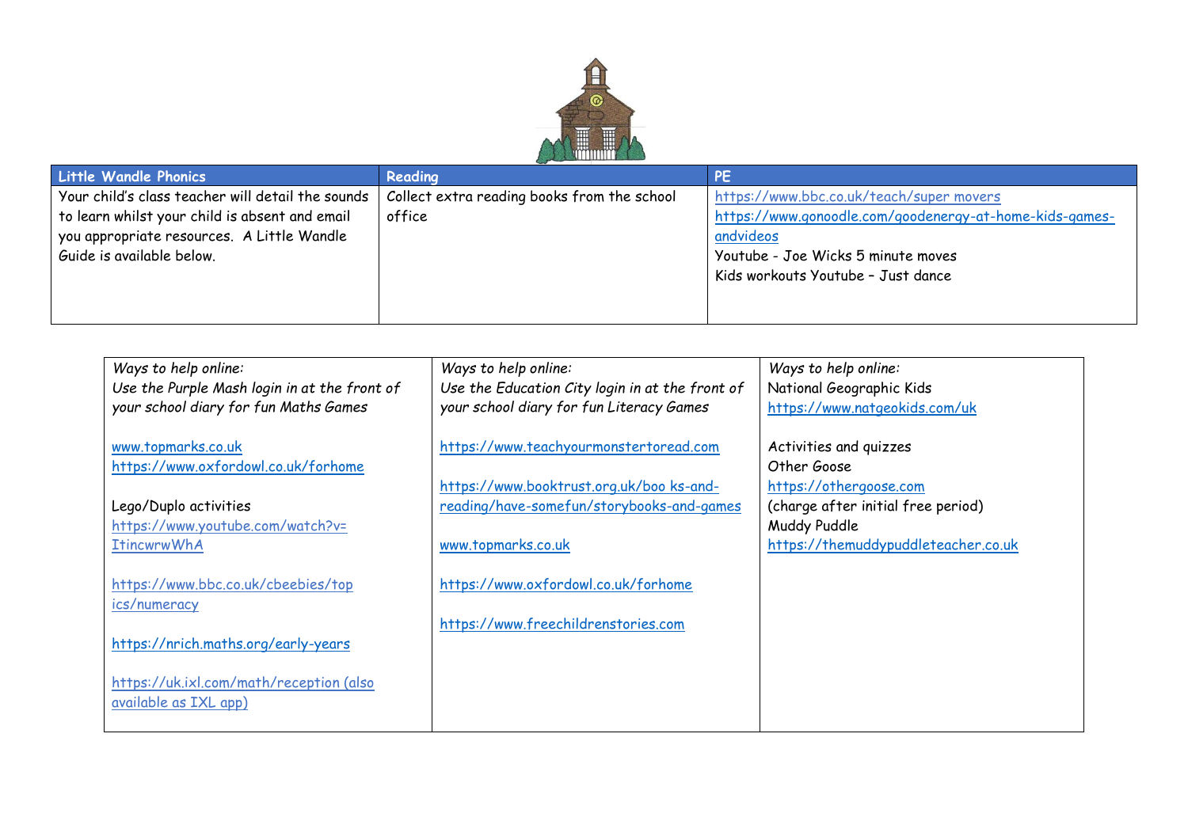| Little Wandle Phonics | Reading | PE |
|---|---|---|
| Your child's class teacher will detail the sounds to learn whilst your child is absent and email you appropriate resources. A Little Wandle Guide is available below. | Collect extra reading books from the school office | https://www.bbc.co.uk/teach/super movers<br>https://www.gonoodle.com/goodenergy-at-home-kids-games-andvideos<br>Youtube - Joe Wicks 5 minute moves<br>Kids workouts Youtube – Just dance |

| | | |
|---|---|---|
| *Ways to help online:*<br>*Use the Purple Mash login in at the front of your school diary for fun Maths Games*<br><br>www.topmarks.co.uk<br>https://www.oxfordowl.co.uk/forhome<br><br>Lego/Duplo activities<br>https://www.youtube.com/watch?v=ItincwrwWhA<br><br>https://www.bbc.co.uk/cbeebies/topics/numeracy<br><br>https://nrich.maths.org/early-years<br><br>https://uk.ixl.com/math/reception (also available as IXL app) | *Ways to help online:*<br>*Use the Education City login in at the front of your school diary for fun Literacy Games*<br><br>https://www.teachyourmonstertoread.com<br><br>https://www.booktrust.org.uk/boo ks-and-reading/have-somefun/storybooks-and-games<br><br>www.topmarks.co.uk<br><br>https://www.oxfordowl.co.uk/forhome<br><br>https://www.freechildrenstories.com | *Ways to help online:*<br>National Geographic Kids<br>https://www.natgeokids.com/uk<br><br>Activities and quizzes<br>Other Goose<br>https://othergoose.com<br>(charge after initial free period)<br>Muddy Puddle<br>https://themuddypuddleteacher.co.uk |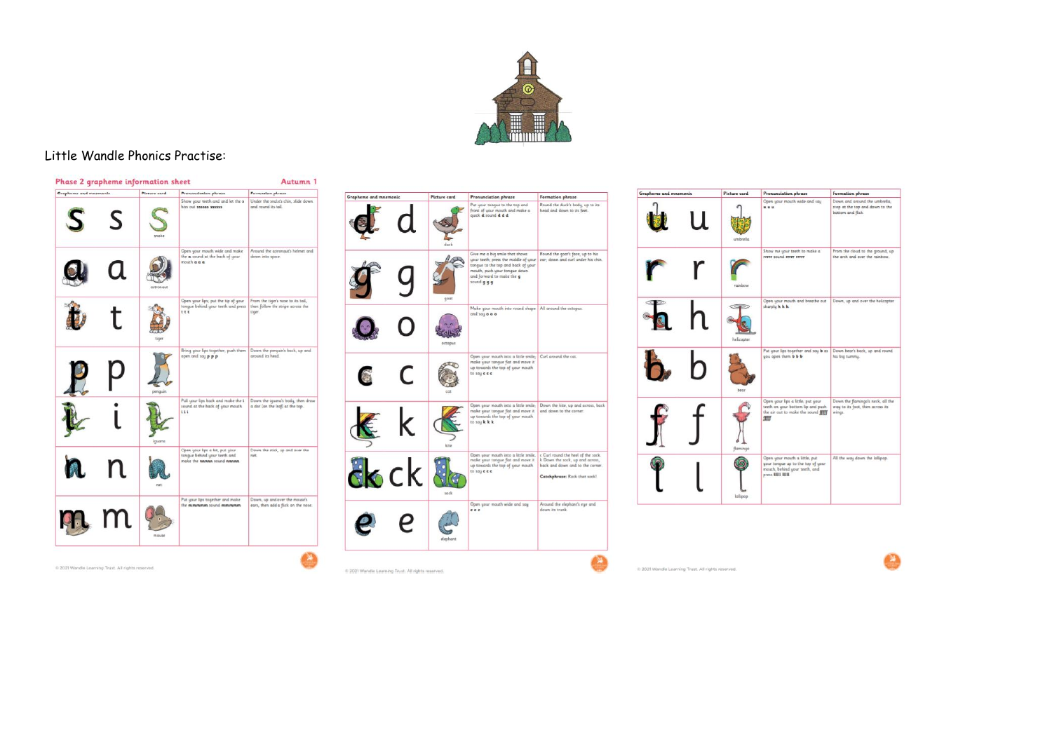Little Wandle Phonics Practise:

## Phase 2 grapheme information sheet

**Autumn 1**

| Grapheme and mnemonic | Picture card | Pronunciation phrase | Formation phrase |
|---|---|---|---|
| s | snake | Show your teeth and and let the s hiss out ssssss ssssss | Under the snake's chin, slide down and round its tail. |
| a | astronaut | Open your mouth wide and make the a sound at the back of your mouth a a a | Around the astronaut's helmet and down into space. |
| t | tiger | Open your lips; put the top of your tongue behind your teeth and press t t t | From the tiger's nose to its tail, then follow the stripe across the tiger. |
| p | penguin | Bring your lips together, push them open and say p p p | Down the penguin's back, up and around its head. |
| i | iguana | Pull your lips back and make the i sound at the back of your mouth i i i | Down the iguana's body, then draw a dot (on the leaf) at the top. |
| n | net | Open your lips a bit, put your tongue behind your teeth and make the nnnnn sound nnnnn | Down the stick, up and over the net. |
| m | mouse | Put your lips together and make the mmmmm sound mmmmm | Down, up and over the mouse's ears, then add a flick on the nose. |

© 2021 Wandle Learning Trust. All rights reserved.

| Grapheme and mnemonic | Picture card | Pronunciation phrase | Formation phrase |
|---|---|---|---|
| d | duck | Put your tongue to the top and front of your mouth and make a quick d sound d d d | Round the duck's body, up to its head and down to its feet. |
| g | goat | Give me a big smile that shows your teeth, press the middle of your tongue to the top and back of your mouth, push your tongue down and forward to make the g sound g g g | Round the goat's face, up to his ear, down and curl under his chin. |
| o | octopus | Make your mouth into round shape and say o o o | All around the octopus. |
| c | cat | Open your mouth into a little smile, make your tongue flat and move it up towards the top of your mouth to say c c c | Curl around the cat. |
| k | kite | Open your mouth into a little smile, make your tongue flat and move it up towards the top of your mouth to say k k k | Down the kite, up and across, back and down to the corner. |
| ck | sock | Open your mouth into a little smile, make your tongue flat and move it up towards the top of your mouth to say c c c | c Curl round the heel of the sock. k Down the sock, up and across, back and down and to the corner. **Catchphrase:** Rock that sock! |
| e | elephant | Open your mouth wide and say e e e | Around the elephant's eye and down its trunk. |

© 2021 Wandle Learning Trust. All rights reserved.

| Grapheme and mnemonic | Picture card | Pronunciation phrase | Formation phrase |
|---|---|---|---|
| u | umbrella | Open your mouth wide and say u u u | Down and around the umbrella, stop at the top and down to the bottom and flick. |
| r | rainbow | Show me your teeth to make a rrrrr sound rrrrr rrrrr | From the cloud to the ground, up the arch and over the rainbow. |
| h | helicopter | Open your mouth and breathe out sharply h h h | Down, up and over the helicopter. |
| b | bear | Put your lips together and say b as you open them b b b | Down bear's back, up and round his big tummy. |
| f | flamingo | Open your lips a little, put your teeth on your bottom lip and push the air out to make the sound ffff ffff | Down the flamingo's neck, all the way to its foot, then across its wings. |
| l | lollipop | Open your mouth a little, put your tongue up to the top of your mouth, behind your teeth, and press llll llll | All the way down the lollipop. |

© 2021 Wandle Learning Trust. All rights reserved.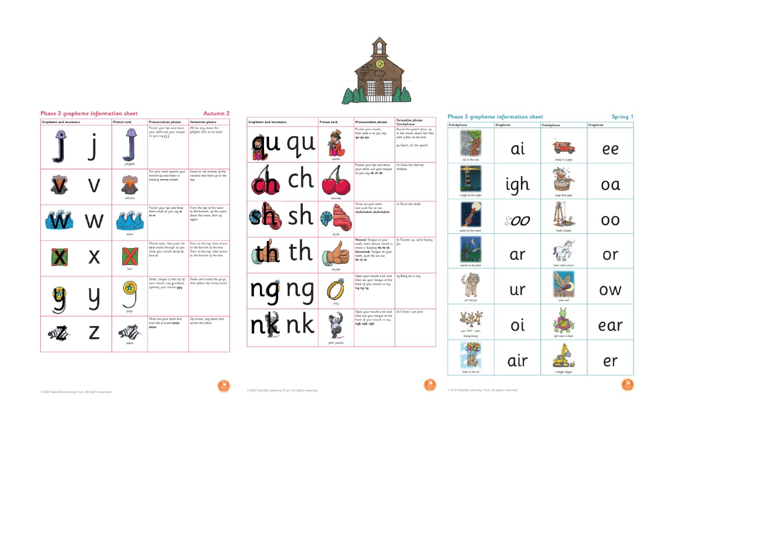## Phase 2 grapheme information sheet

Autumn 2

| Grapheme and mnemonic | | Picture card | Pronunciation phrase | Formation phrase |
|---|---|---|---|---|
| j | j | jellyfish | Pucker your lips and show your teeth use your tongue as you say j j j | All the way down the jellyfish. Dot on its head. |
| v | v | volcano | Put your teeth against your bottom lip and make a buzzing vvvvv vvvvv | Down to the bottom of the volcano and back up to the top. |
| w | w | wave | Pucker your lips and keep them small as you say w w | From the top of the wave to the bottom, up the wave, down the wave, then up again. |
| x | x | box | Mouth open, then push the cs/x sound through as you close your mouth cs cs cs (x x x) | Start at the top, then across to the bottom of the box. Start at the top, then across to the bottom of the box. |
| y | y | yoyo | Smile, tongue to the top of your mouth, say y without opening your mouth yyy | Down and round the yo-yo, then follow the string round. |
| z | z | zebra | Show me your teeth and buzz the z sound zzzzz | Zip across, zag down and across the zebra. |

© 2021 Wandle Learning Trust. All rights reserved.

| Grapheme and mnemonic | | Picture card | Pronunciation phrase | Formation phrase Catchphrase |
|---|---|---|---|---|
| qu | qu | queen | Pucker your mouth, then open it as you say qu qu qu | Round the queen's face, up to her crown, down her robe with a flick at the end. qu Quick, it's the queen! |
| ch | ch | cherries | Pucker your lips and show your teeth, use your tongue as you say ch ch ch | ch Chew the cherries, children. |
| sh | sh | shells | Show me your teeth and push the air out shshshshsh shshshshsh | sh Share the shells |
| th | th | thumb | **Voiced:** Tongue on your teeth, teeth almost closed to make a buzzing th th th **Unvoiced:** Tongue on your teeth, push the air out th th th | th Thumbs up, we're having fun. |
| ng | ng | ring | Open your mouth a bit and then use your tongue at the back of your mouth to say ng ng ng | ng Bling on a ring. |
| nk | nk | pink panda | Open your mouth a bit and then use your tongue at the back of your mouth to say ngk ngk ngk | nk I think I am pink. |

© 2021 Wandle Learning Trust. All rights reserved.

## Phase 3 grapheme information sheet

Spring 1

| Catchphrase | Grapheme | Catchphrase | Grapheme |
|---|---|---|---|
| tail in the rain | ai | sheep in a jeep | ee |
| a light in the night | igh | soap that goat | oa |
| zoom to the moon | oo | hook a book | oo |
| march in the dark | ar | born with a horn | or |
| curl the fur | ur | wow owl | ow |
| boing boing | oi | get near to hear | ear |
| chair in the air | air | a bigger digger | er |

© 2021 Wandle Learning Trust. All rights reserved.